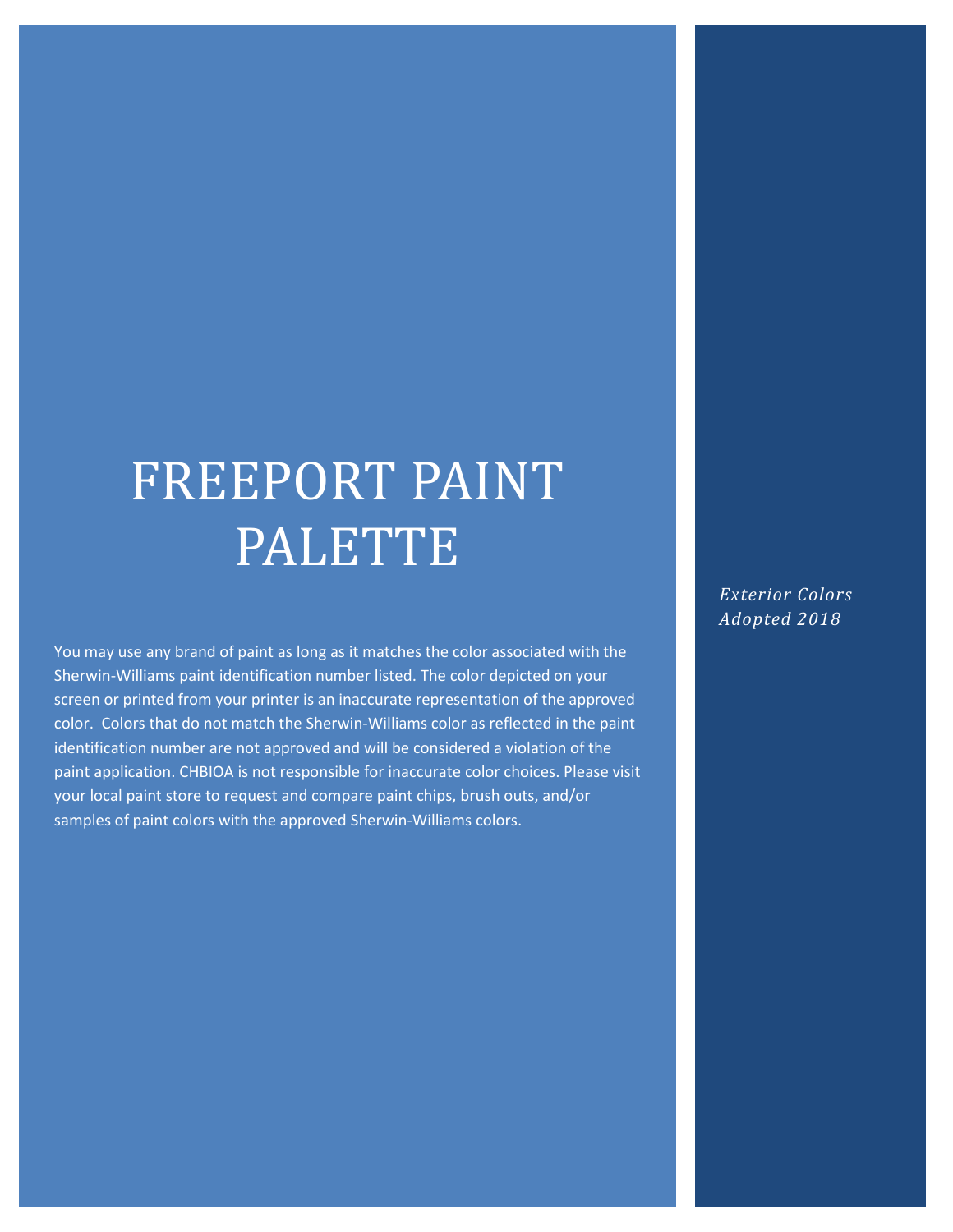# FREEPORT PAINT PALETTE

*Exterior Colors Adopted 2018*

You may use any brand of paint as long as it matches the color associated with the Sherwin-Williams paint identification number listed. The color depicted on your screen or printed from your printer is an inaccurate representation of the approved color. Colors that do not match the Sherwin-Williams color as reflected in the paint identification number are not approved and will be considered a violation of the paint application. CHBIOA is not responsible for inaccurate color choices. Please visit your local paint store to request and compare paint chips, brush outs, and/or samples of paint colors with the approved Sherwin-Williams colors.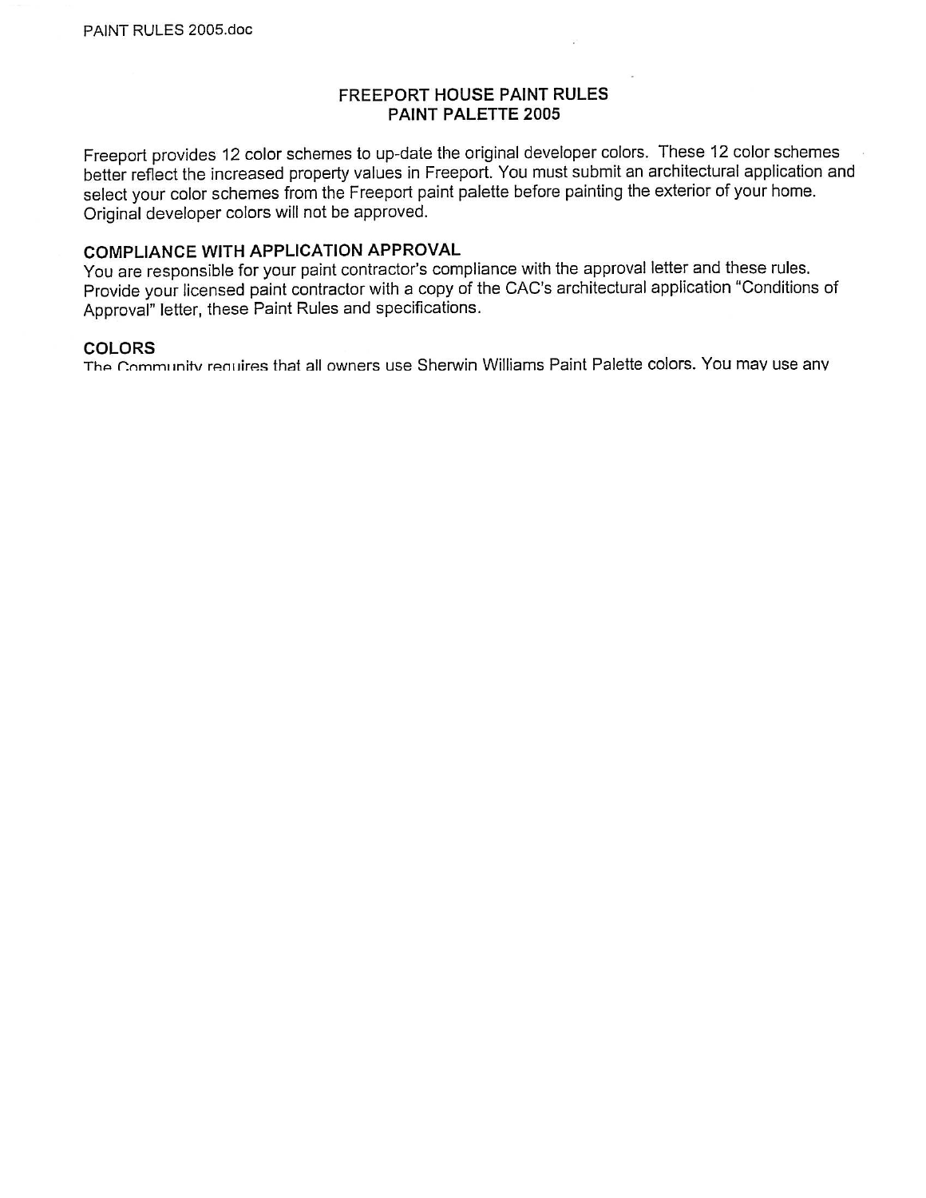# FREEPORT HOUSE PAINT RULES
## PAINT PALETTE 2005

Freeport provides 12 color schemes to up-date the original developer colors. These 12 color schemes better reflect the increased property values in Freeport. You must submit an architectural application and select your color schemes from the Freeport paint palette before painting the exterior of your home. Original developer colors will not be approved.

### COMPLIANCE WITH APPLICATION APPROVAL

You are responsible for your paint contractor's compliance with the approval letter and these rules. Provide your licensed paint contractor with a copy of the CAC's architectural application "Conditions of Approval" letter, these Paint Rules and specifications.

### COLORS

The Community requires that all owners use Sherwin Williams Paint Palette colors. You may use any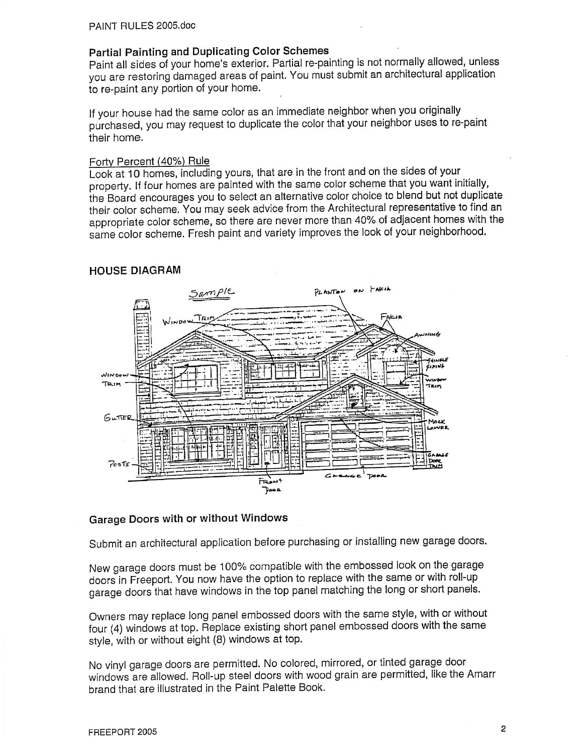### Partial Painting and Duplicating Color Schemes

Paint all sides of your home's exterior. Partial re-painting is not normally allowed, unless you are restoring damaged areas of paint. You must submit an architectural application to re-paint any portion of your home.

If your house had the same color as an immediate neighbor when you originally purchased, you may request to duplicate the color that your neighbor uses to re-paint their home.

Forty Percent (40%) Rule

Look at 10 homes, including yours, that are in the front and on the sides of your property. If four homes are painted with the same color scheme that you want initially, the Board encourages you to select an alternative color choice to blend but not duplicate their color scheme. You may seek advice from the Architectural representative to find an appropriate color scheme, so there are never more than 40% of adjacent homes with the same color scheme. Fresh paint and variety improves the look of your neighborhood.

### HOUSE DIAGRAM

Sample

Planton on Facia, Window Trim, Facia, Awning, Shingle Siping, Window Trim, Window Trim, Gutter, Mock Lower, Garage Door Trim, Posts, Front Door, Garage Door

### Garage Doors with or without Windows

Submit an architectural application before purchasing or installing new garage doors.

New garage doors must be 100% compatible with the embossed look on the garage doors in Freeport. You now have the option to replace with the same or with roll-up garage doors that have windows in the top panel matching the long or short panels.

Owners may replace long panel embossed doors with the same style, with or without four (4) windows at top. Replace existing short panel embossed doors with the same style, with or without eight (8) windows at top.

No vinyl garage doors are permitted. No colored, mirrored, or tinted garage door windows are allowed. Roll-up steel doors with wood grain are permitted, like the Amarr brand that are illustrated in the Paint Palette Book.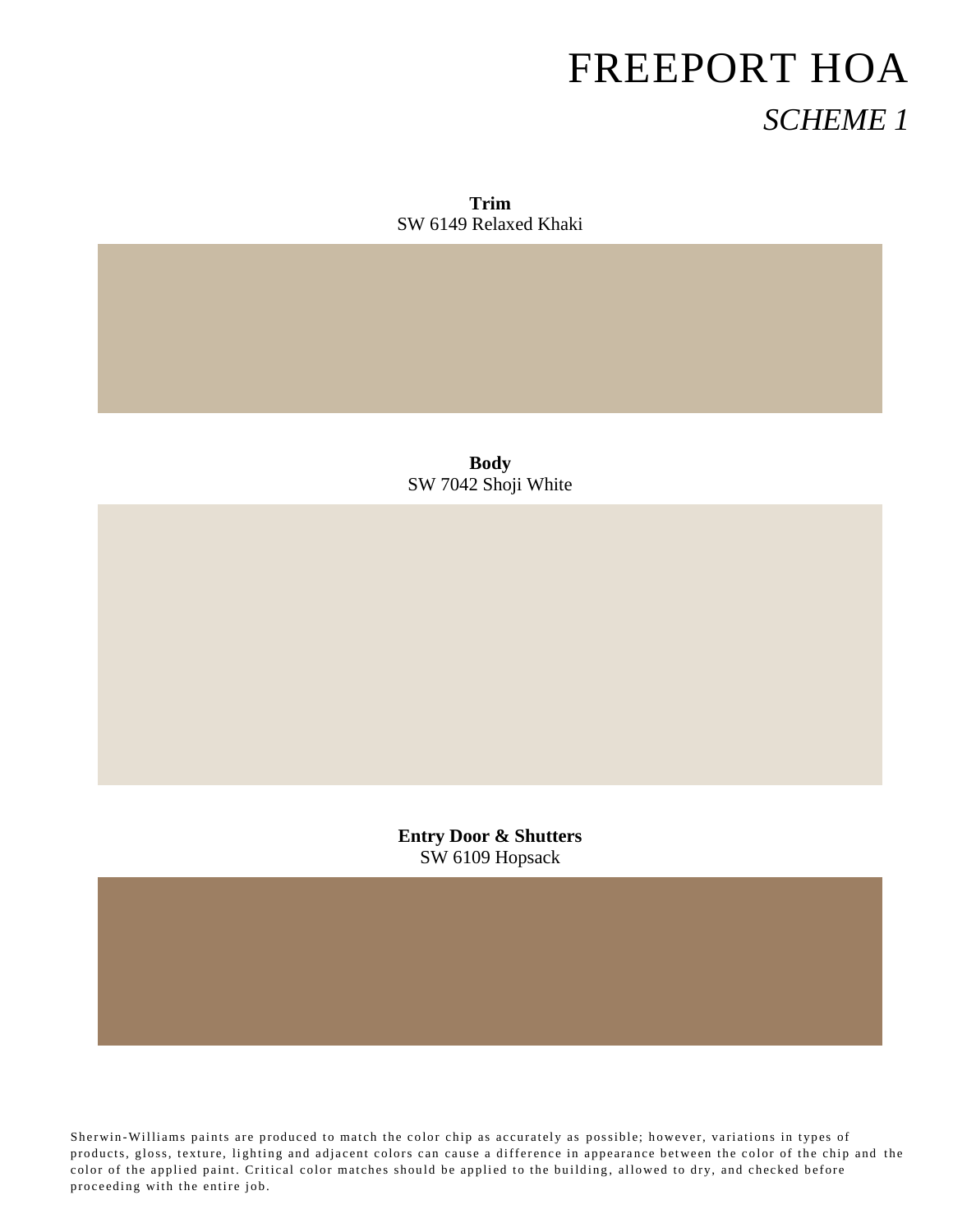# FREEPORT HOA

## *SCHEME 1*

**Trim**
SW 6149 Relaxed Khaki

**Body**
SW 7042 Shoji White

**Entry Door & Shutters**
SW 6109 Hopsack

Sherwin-Williams paints are produced to match the color chip as accurately as possible; however, variations in types of products, gloss, texture, lighting and adjacent colors can cause a difference in appearance between the color of the chip and the color of the applied paint. Critical color matches should be applied to the building, allowed to dry, and checked before proceeding with the entire job.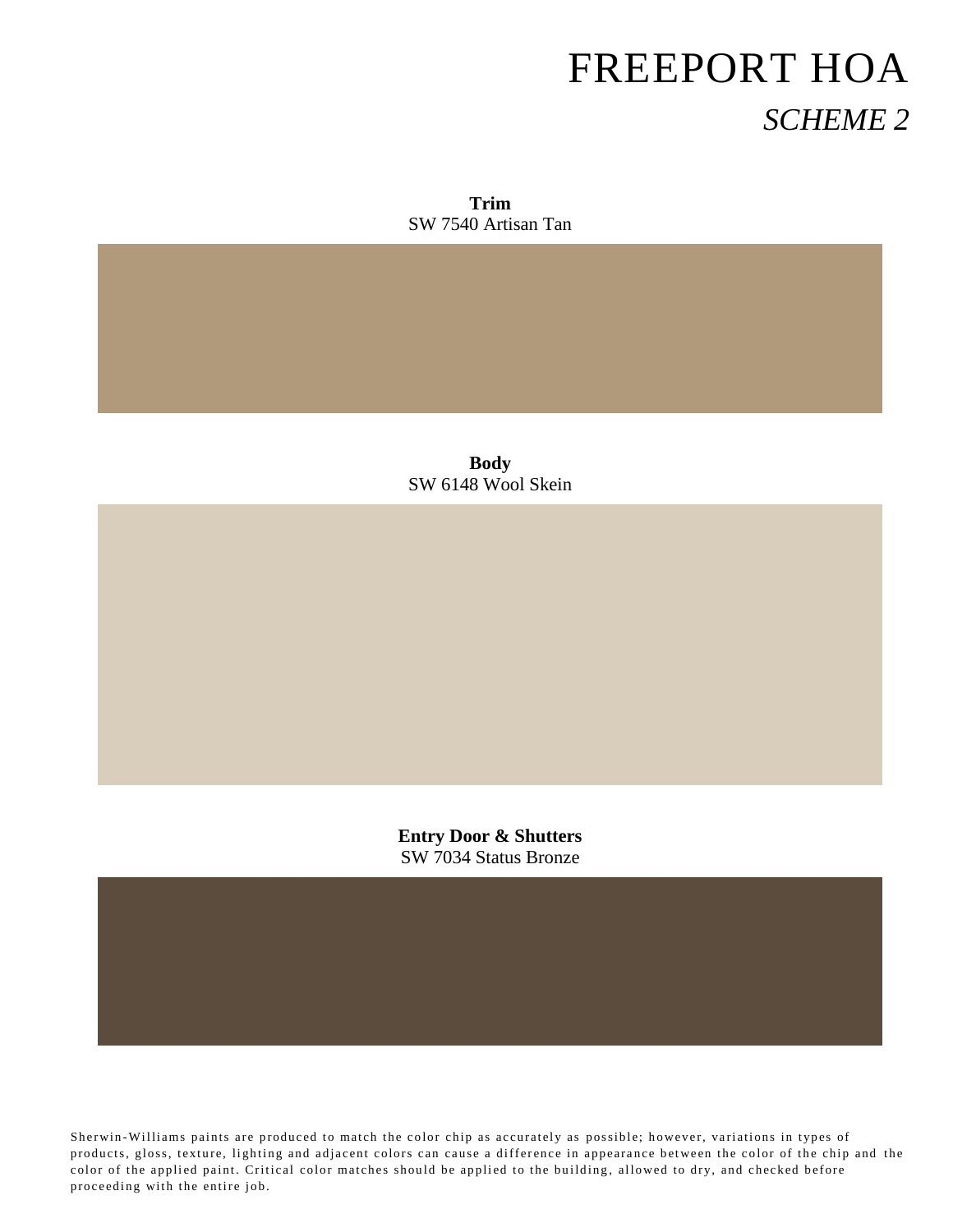# FREEPORT HOA

## *SCHEME 2*

**Trim**
SW 7540 Artisan Tan

**Body**
SW 6148 Wool Skein

**Entry Door & Shutters**
SW 7034 Status Bronze

Sherwin-Williams paints are produced to match the color chip as accurately as possible; however, variations in types of products, gloss, texture, lighting and adjacent colors can cause a difference in appearance between the color of the chip and the color of the applied paint. Critical color matches should be applied to the building, allowed to dry, and checked before proceeding with the entire job.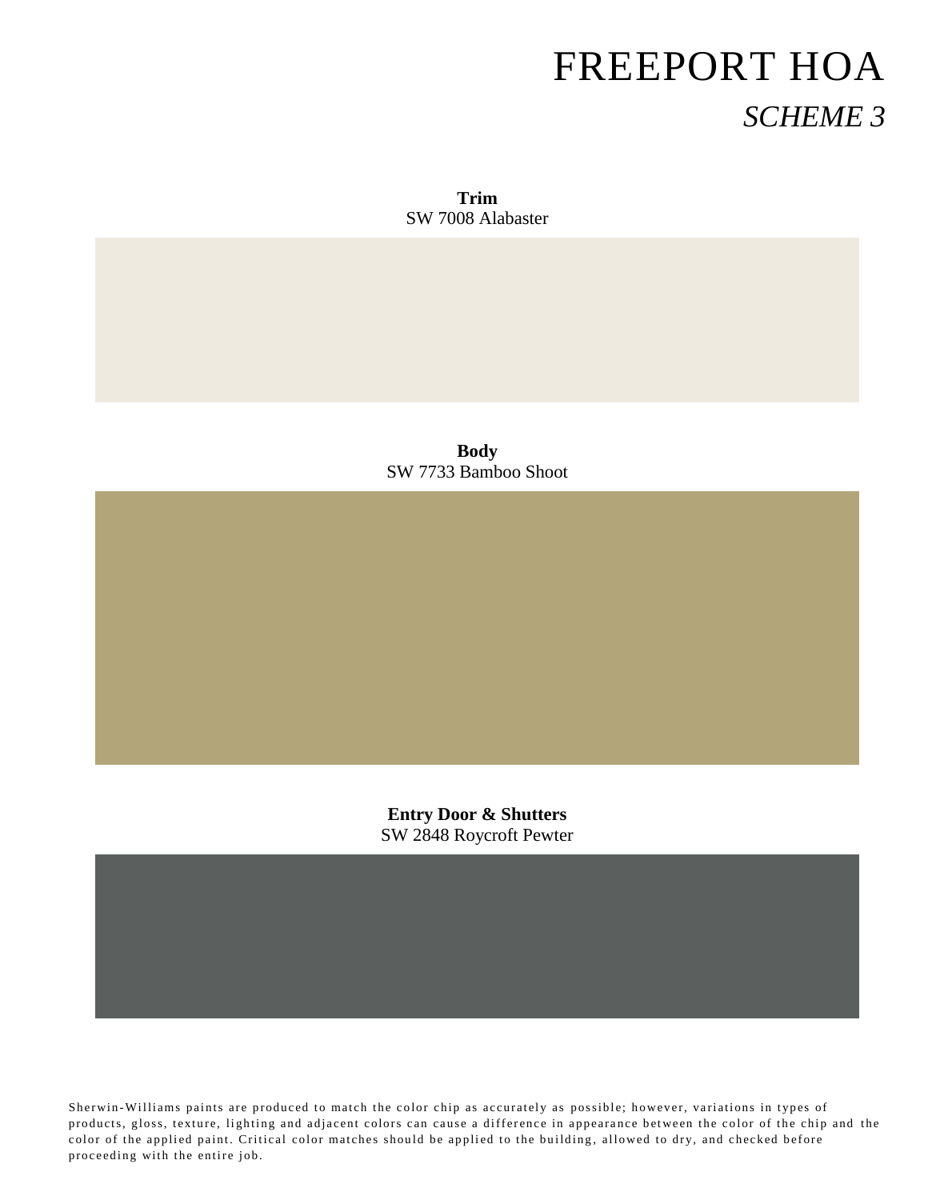# FREEPORT HOA

## *SCHEME 3*

**Trim**
SW 7008 Alabaster

**Body**
SW 7733 Bamboo Shoot

**Entry Door & Shutters**
SW 2848 Roycroft Pewter

Sherwin-Williams paints are produced to match the color chip as accurately as possible; however, variations in types of products, gloss, texture, lighting and adjacent colors can cause a difference in appearance between the color of the chip and the color of the applied paint. Critical color matches should be applied to the building, allowed to dry, and checked before proceeding with the entire job.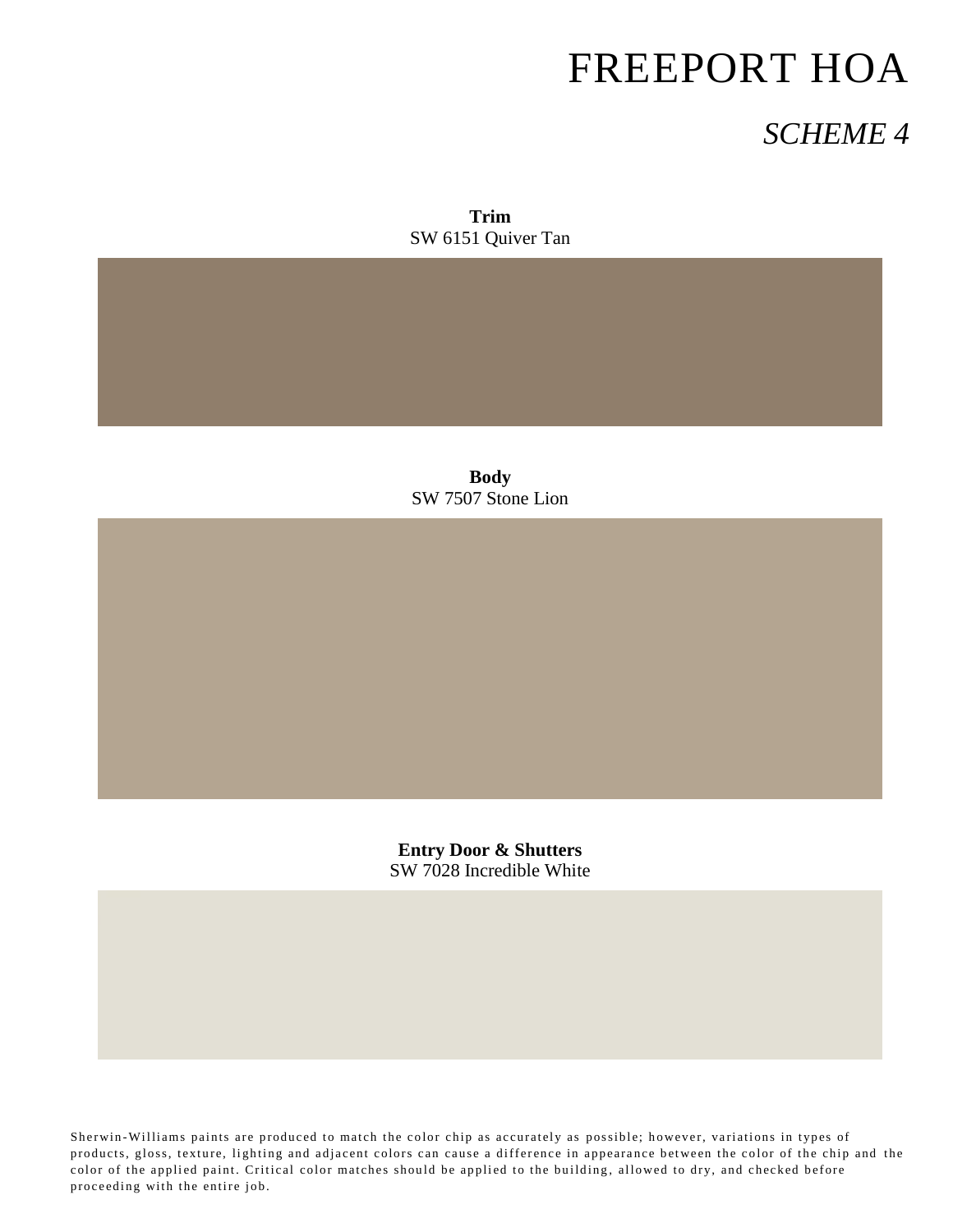# FREEPORT HOA

## *SCHEME 4*

**Trim**
SW 6151 Quiver Tan

**Body**
SW 7507 Stone Lion

**Entry Door & Shutters**
SW 7028 Incredible White

Sherwin-Williams paints are produced to match the color chip as accurately as possible; however, variations in types of products, gloss, texture, lighting and adjacent colors can cause a difference in appearance between the color of the chip and the color of the applied paint. Critical color matches should be applied to the building, allowed to dry, and checked before proceeding with the entire job.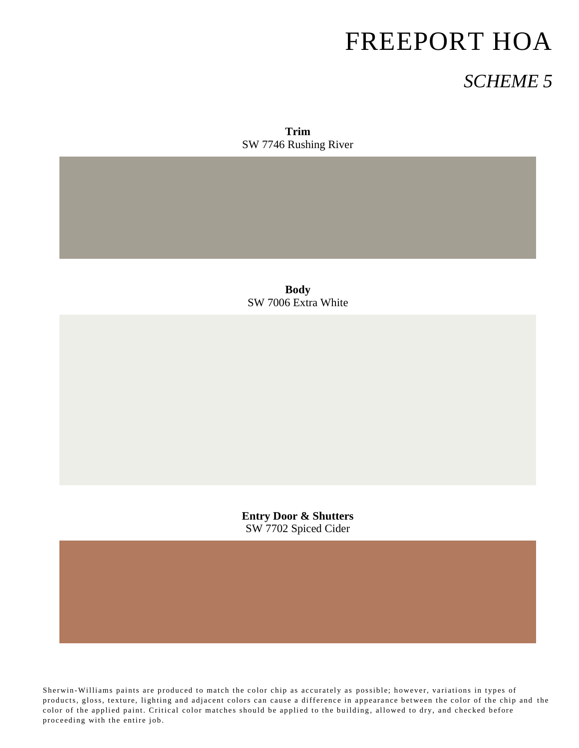# FREEPORT HOA

## *SCHEME 5*

**Trim**
SW 7746 Rushing River

**Body**
SW 7006 Extra White

**Entry Door & Shutters**
SW 7702 Spiced Cider

Sherwin-Williams paints are produced to match the color chip as accurately as possible; however, variations in types of products, gloss, texture, lighting and adjacent colors can cause a difference in appearance between the color of the chip and the color of the applied paint. Critical color matches should be applied to the building, allowed to dry, and checked before proceeding with the entire job.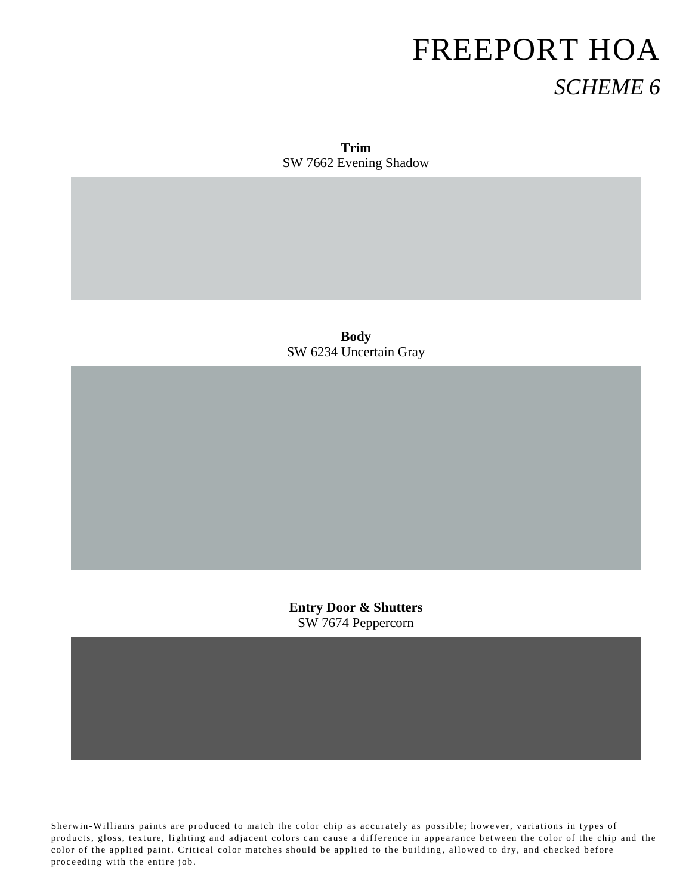# FREEPORT HOA

## *SCHEME 6*

**Trim**
SW 7662 Evening Shadow

**Body**
SW 6234 Uncertain Gray

**Entry Door & Shutters**
SW 7674 Peppercorn

Sherwin-Williams paints are produced to match the color chip as accurately as possible; however, variations in types of products, gloss, texture, lighting and adjacent colors can cause a difference in appearance between the color of the chip and the color of the applied paint. Critical color matches should be applied to the building, allowed to dry, and checked before proceeding with the entire job.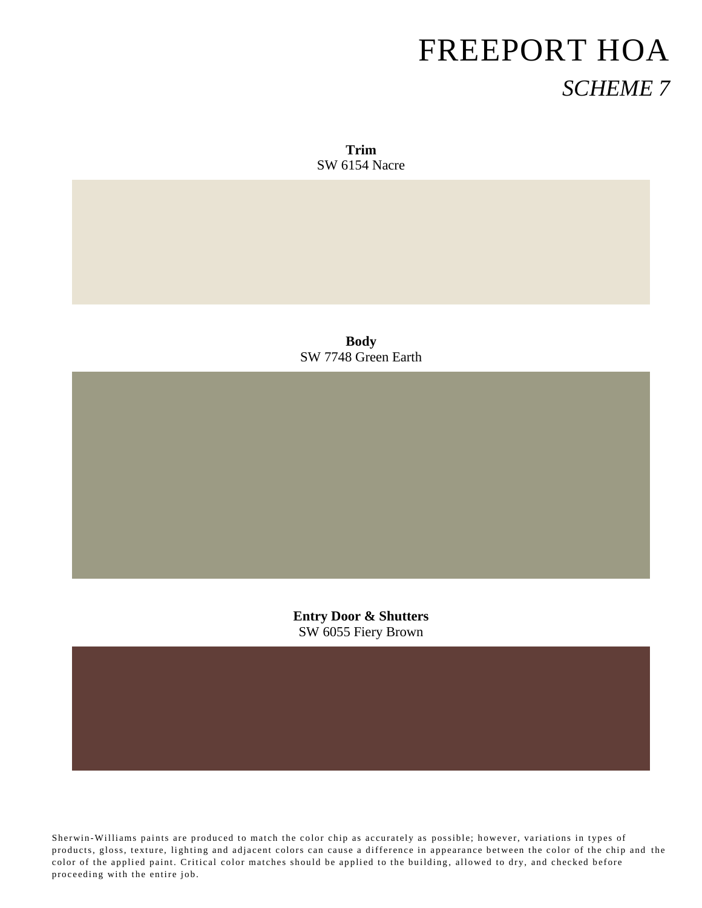# FREEPORT HOA

## *SCHEME 7*

**Trim**
SW 6154 Nacre

**Body**
SW 7748 Green Earth

**Entry Door & Shutters**
SW 6055 Fiery Brown

Sherwin-Williams paints are produced to match the color chip as accurately as possible; however, variations in types of products, gloss, texture, lighting and adjacent colors can cause a difference in appearance between the color of the chip and the color of the applied paint. Critical color matches should be applied to the building, allowed to dry, and checked before proceeding with the entire job.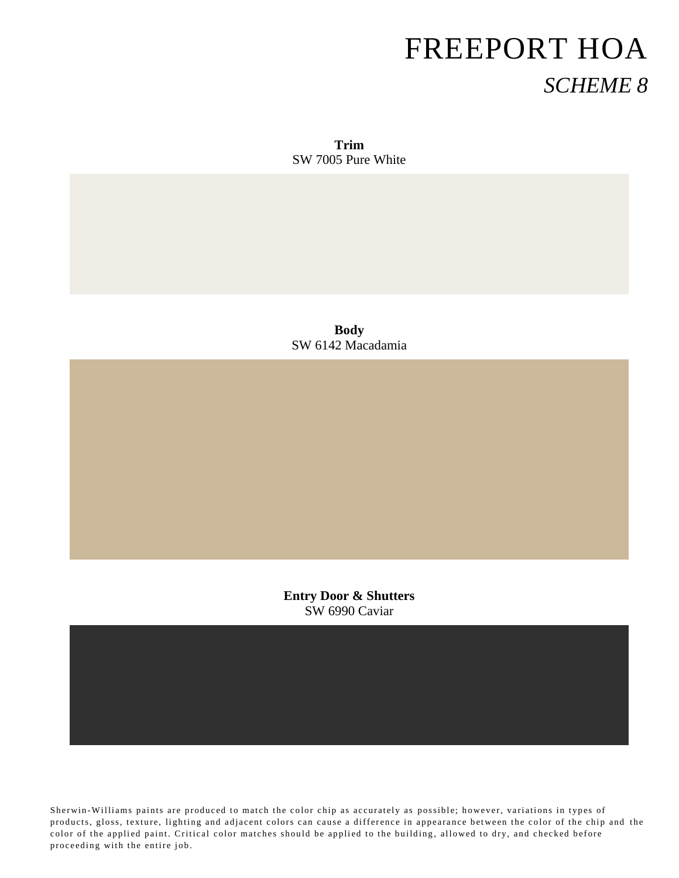# FREEPORT HOA

## *SCHEME 8*

**Trim**
SW 7005 Pure White

**Body**
SW 6142 Macadamia

**Entry Door & Shutters**
SW 6990 Caviar

Sherwin-Williams paints are produced to match the color chip as accurately as possible; however, variations in types of products, gloss, texture, lighting and adjacent colors can cause a difference in appearance between the color of the chip and the color of the applied paint. Critical color matches should be applied to the building, allowed to dry, and checked before proceeding with the entire job.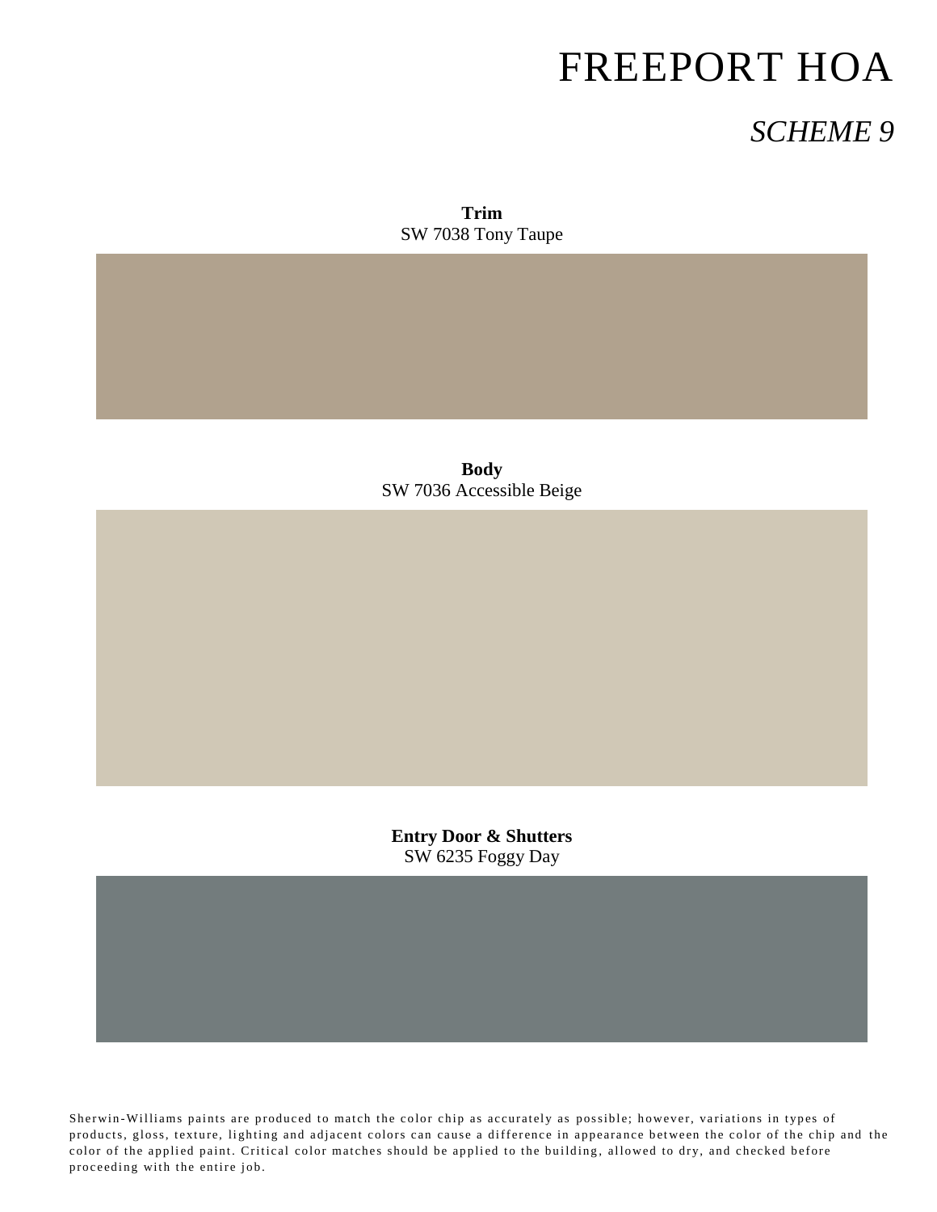# FREEPORT HOA

## *SCHEME 9*

**Trim**
SW 7038 Tony Taupe

**Body**
SW 7036 Accessible Beige

**Entry Door & Shutters**
SW 6235 Foggy Day

Sherwin-Williams paints are produced to match the color chip as accurately as possible; however, variations in types of products, gloss, texture, lighting and adjacent colors can cause a difference in appearance between the color of the chip and the color of the applied paint. Critical color matches should be applied to the building, allowed to dry, and checked before proceeding with the entire job.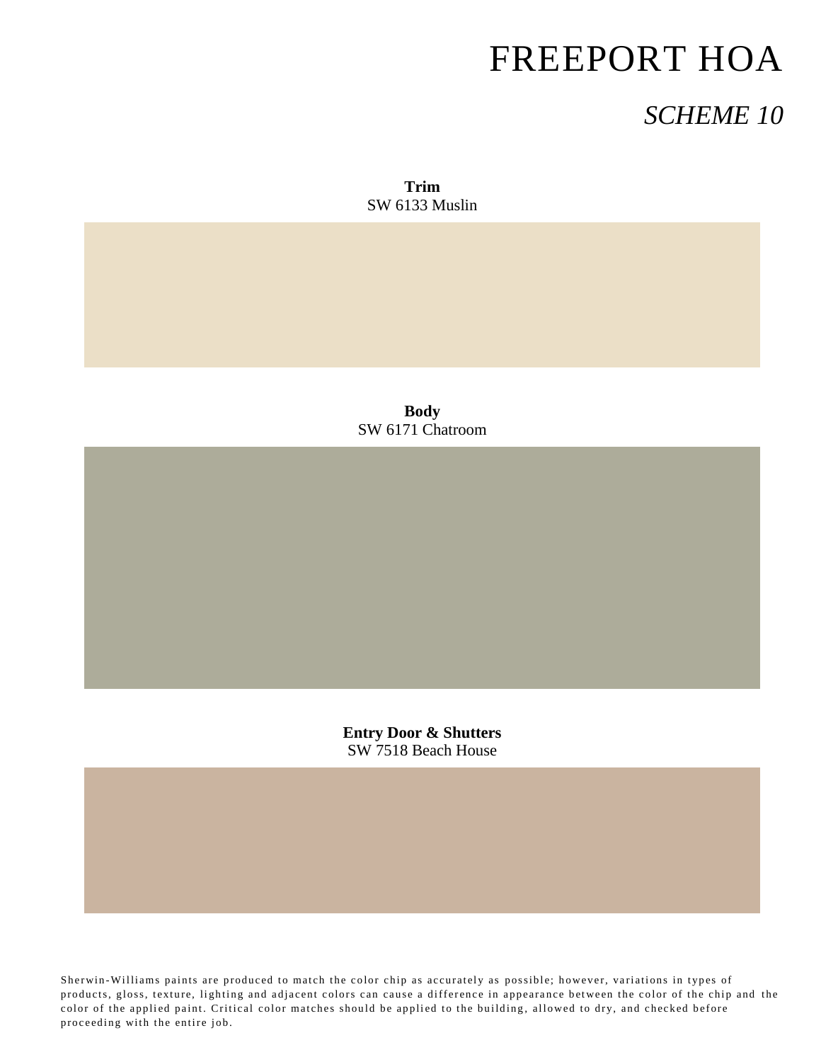# FREEPORT HOA

## *SCHEME 10*

**Trim**
SW 6133 Muslin

**Body**
SW 6171 Chatroom

**Entry Door & Shutters**
SW 7518 Beach House

Sherwin-Williams paints are produced to match the color chip as accurately as possible; however, variations in types of products, gloss, texture, lighting and adjacent colors can cause a difference in appearance between the color of the chip and the color of the applied paint. Critical color matches should be applied to the building, allowed to dry, and checked before proceeding with the entire job.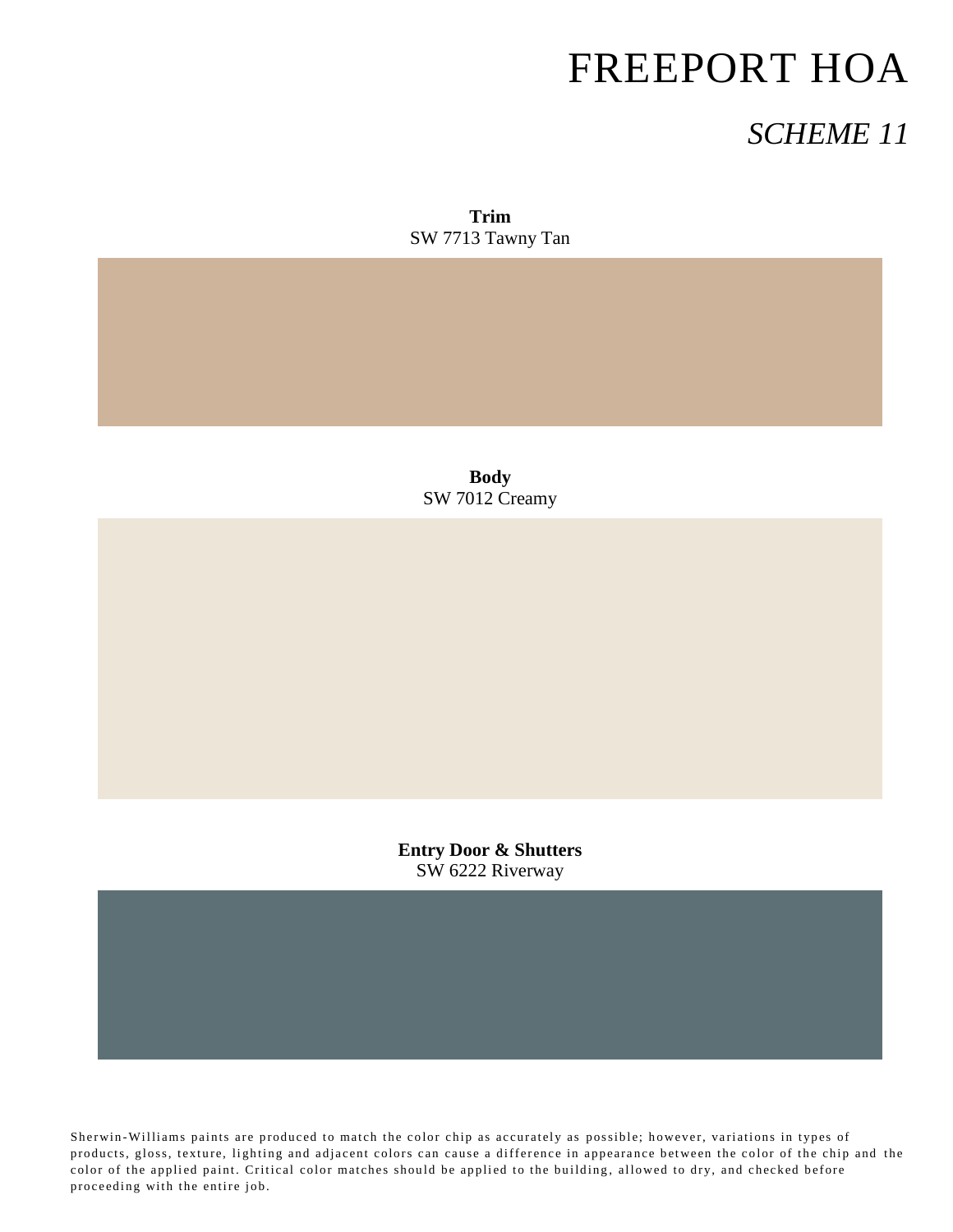# FREEPORT HOA

## *SCHEME 11*

**Trim**
SW 7713 Tawny Tan

**Body**
SW 7012 Creamy

**Entry Door & Shutters**
SW 6222 Riverway

Sherwin-Williams paints are produced to match the color chip as accurately as possible; however, variations in types of products, gloss, texture, lighting and adjacent colors can cause a difference in appearance between the color of the chip and the color of the applied paint. Critical color matches should be applied to the building, allowed to dry, and checked before proceeding with the entire job.